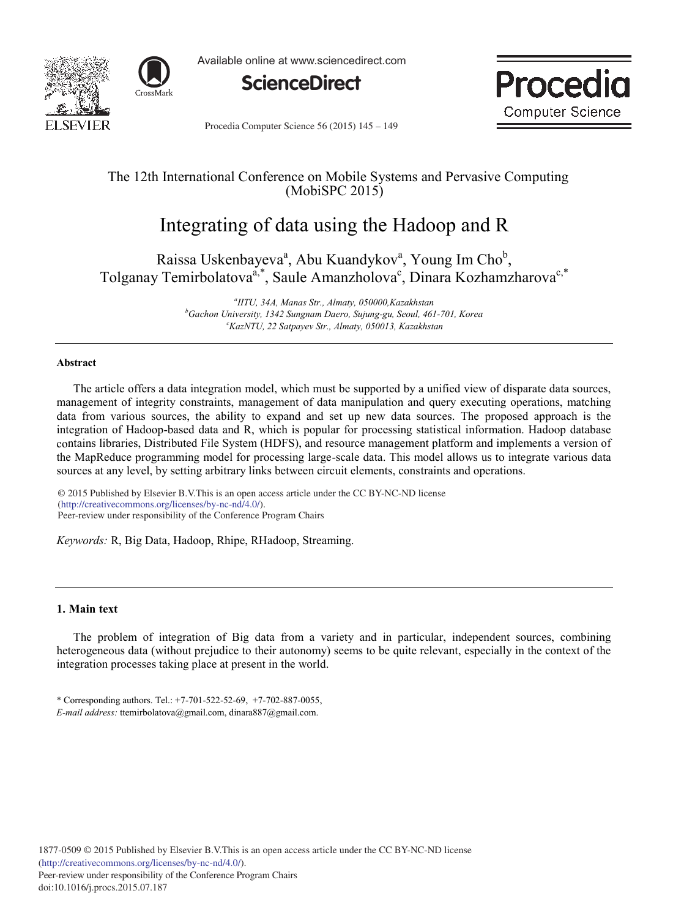The 12th International Conference on Mobile Systems and Pervasive Computing (MobiSPC 2015)

# Integrating of data using the Hadoop and R

Raissa Uskenbayeva[a], Abu Kuandykov[a], Young Im Cho[b], Tolganay Temirbolatova[a,*], Saule Amanzholova[c], Dinara Kozhamzharova[c,*]

[a]*IITU, 34A, Manas Str., Almaty, 050000,Kazakhstan*
[b]*Gachon University, 1342 Sungnam Daero, Sujung-gu, Seoul, 461-701, Korea*
[c]*KazNTU, 22 Satpayev Str., Almaty, 050013, Kazakhstan*

---

**Abstract**

The article offers a data integration model, which must be supported by a unified view of disparate data sources, management of integrity constraints, management of data manipulation and query executing operations, matching data from various sources, the ability to expand and set up new data sources. The proposed approach is the integration of Hadoop-based data and R, which is popular for processing statistical information. Hadoop database contains libraries, Distributed File System (HDFS), and resource management platform and implements a version of the MapReduce programming model for processing large-scale data. This model allows us to integrate various data sources at any level, by setting arbitrary links between circuit elements, constraints and operations.

© 2015 Published by Elsevier B.V.This is an open access article under the CC BY-NC-ND license (http://creativecommons.org/licenses/by-nc-nd/4.0/).
Peer-review under responsibility of the Conference Program Chairs

*Keywords:* R, Big Data, Hadoop, Rhipe, RHadoop, Streaming.

---

## 1. Main text

The problem of integration of Big data from a variety and in particular, independent sources, combining heterogeneous data (without prejudice to their autonomy) seems to be quite relevant, especially in the context of the integration processes taking place at present in the world.

\* Corresponding authors. Tel.: +7-701-522-52-69, +7-702-887-0055,
*E-mail address:* ttemirbolatova@gmail.com, dinara887@gmail.com.

1877-0509 © 2015 Published by Elsevier B.V.This is an open access article under the CC BY-NC-ND license (http://creativecommons.org/licenses/by-nc-nd/4.0/).
Peer-review under responsibility of the Conference Program Chairs
doi:10.1016/j.procs.2015.07.187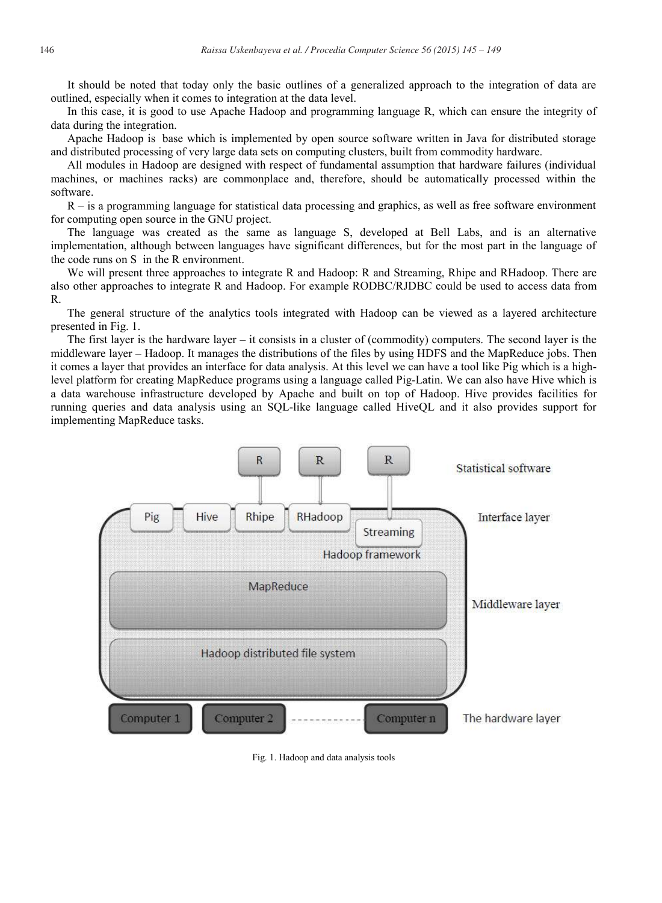It should be noted that today only the basic outlines of a generalized approach to the integration of data are outlined, especially when it comes to integration at the data level.

In this case, it is good to use Apache Hadoop and programming language R, which can ensure the integrity of data during the integration.

Apache Hadoop is base which is implemented by open source software written in Java for distributed storage and distributed processing of very large data sets on computing clusters, built from commodity hardware.

All modules in Hadoop are designed with respect of fundamental assumption that hardware failures (individual machines, or machines racks) are commonplace and, therefore, should be automatically processed within the software.

R – is a programming language for statistical data processing and graphics, as well as free software environment for computing open source in the GNU project.

The language was created as the same as language S, developed at Bell Labs, and is an alternative implementation, although between languages have significant differences, but for the most part in the language of the code runs on S in the R environment.

We will present three approaches to integrate R and Hadoop: R and Streaming, Rhipe and RHadoop. There are also other approaches to integrate R and Hadoop. For example RODBC/RJDBC could be used to access data from R.

The general structure of the analytics tools integrated with Hadoop can be viewed as a layered architecture presented in Fig. 1.

The first layer is the hardware layer – it consists in a cluster of (commodity) computers. The second layer is the middleware layer – Hadoop. It manages the distributions of the files by using HDFS and the MapReduce jobs. Then it comes a layer that provides an interface for data analysis. At this level we can have a tool like Pig which is a high-level platform for creating MapReduce programs using a language called Pig-Latin. We can also have Hive which is a data warehouse infrastructure developed by Apache and built on top of Hadoop. Hive provides facilities for running queries and data analysis using an SQL-like language called HiveQL and it also provides support for implementing MapReduce tasks.

Fig. 1. Hadoop and data analysis tools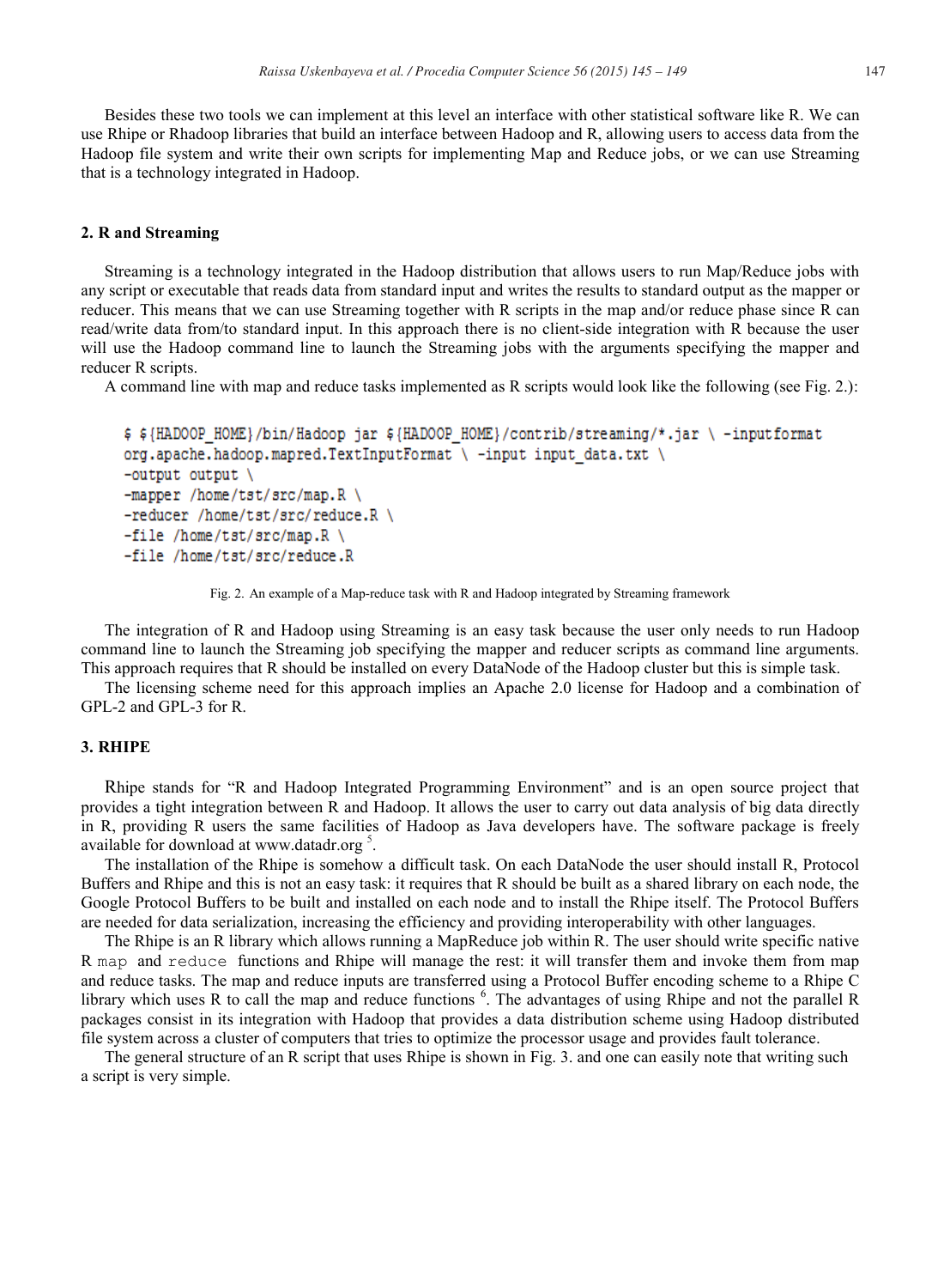Besides these two tools we can implement at this level an interface with other statistical software like R. We can use Rhipe or Rhadoop libraries that build an interface between Hadoop and R, allowing users to access data from the Hadoop file system and write their own scripts for implementing Map and Reduce jobs, or we can use Streaming that is a technology integrated in Hadoop.

## 2. R and Streaming

Streaming is a technology integrated in the Hadoop distribution that allows users to run Map/Reduce jobs with any script or executable that reads data from standard input and writes the results to standard output as the mapper or reducer. This means that we can use Streaming together with R scripts in the map and/or reduce phase since R can read/write data from/to standard input. In this approach there is no client-side integration with R because the user will use the Hadoop command line to launch the Streaming jobs with the arguments specifying the mapper and reducer R scripts.

A command line with map and reduce tasks implemented as R scripts would look like the following (see Fig. 2.):

```
$ ${HADOOP_HOME}/bin/Hadoop jar ${HADOOP_HOME}/contrib/streaming/*.jar \ -inputformat
org.apache.hadoop.mapred.TextInputFormat \ -input input_data.txt \
-output output \
-mapper /home/tst/src/map.R \
-reducer /home/tst/src/reduce.R \
-file /home/tst/src/map.R \
-file /home/tst/src/reduce.R
```

Fig. 2. An example of a Map-reduce task with R and Hadoop integrated by Streaming framework

The integration of R and Hadoop using Streaming is an easy task because the user only needs to run Hadoop command line to launch the Streaming job specifying the mapper and reducer scripts as command line arguments. This approach requires that R should be installed on every DataNode of the Hadoop cluster but this is simple task.

The licensing scheme need for this approach implies an Apache 2.0 license for Hadoop and a combination of GPL-2 and GPL-3 for R.

## 3. RHIPE

Rhipe stands for "R and Hadoop Integrated Programming Environment" and is an open source project that provides a tight integration between R and Hadoop. It allows the user to carry out data analysis of big data directly in R, providing R users the same facilities of Hadoop as Java developers have. The software package is freely available for download at www.datadr.org [5].

The installation of the Rhipe is somehow a difficult task. On each DataNode the user should install R, Protocol Buffers and Rhipe and this is not an easy task: it requires that R should be built as a shared library on each node, the Google Protocol Buffers to be built and installed on each node and to install the Rhipe itself. The Protocol Buffers are needed for data serialization, increasing the efficiency and providing interoperability with other languages.

The Rhipe is an R library which allows running a MapReduce job within R. The user should write specific native R `map` and `reduce` functions and Rhipe will manage the rest: it will transfer them and invoke them from map and reduce tasks. The map and reduce inputs are transferred using a Protocol Buffer encoding scheme to a Rhipe C library which uses R to call the map and reduce functions [6]. The advantages of using Rhipe and not the parallel R packages consist in its integration with Hadoop that provides a data distribution scheme using Hadoop distributed file system across a cluster of computers that tries to optimize the processor usage and provides fault tolerance.

The general structure of an R script that uses Rhipe is shown in Fig. 3. and one can easily note that writing such a script is very simple.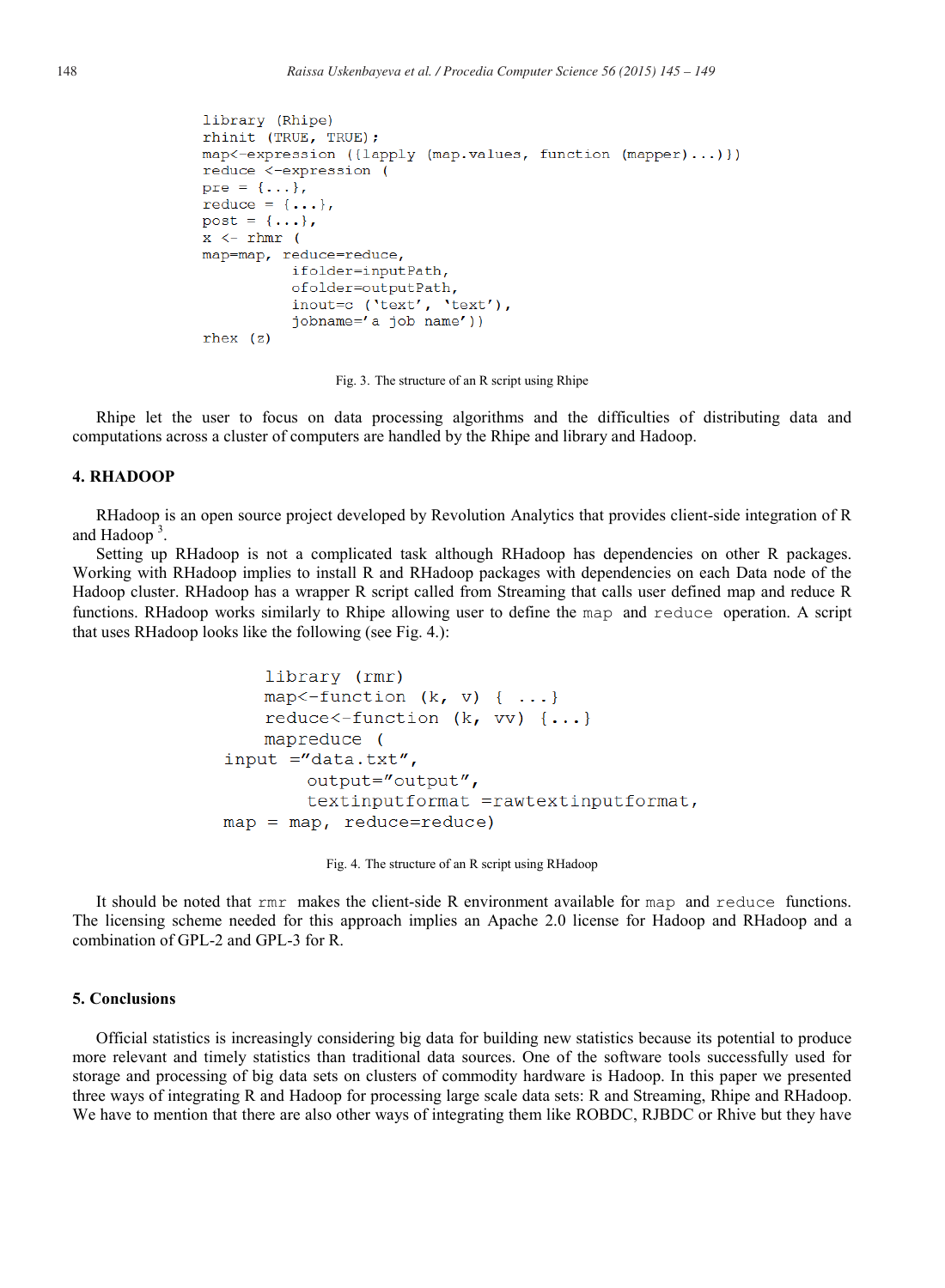```
library (Rhipe)
rhinit (TRUE, TRUE);
map<-expression ({lapply (map.values, function (mapper)...)})
reduce <-expression (
pre = {...},
reduce = {...},
post = {...},
x <- rhmr (
map=map, reduce=reduce,
         ifolder=inputPath,
         ofolder=outputPath,
         inout=c ('text', 'text'),
         jobname='a job name'))
rhex (z)
```

Fig. 3. The structure of an R script using Rhipe

Rhipe let the user to focus on data processing algorithms and the difficulties of distributing data and computations across a cluster of computers are handled by the Rhipe and library and Hadoop.

## 4. RHADOOP

RHadoop is an open source project developed by Revolution Analytics that provides client-side integration of R and Hadoop [3].

Setting up RHadoop is not a complicated task although RHadoop has dependencies on other R packages. Working with RHadoop implies to install R and RHadoop packages with dependencies on each Data node of the Hadoop cluster. RHadoop has a wrapper R script called from Streaming that calls user defined map and reduce R functions. RHadoop works similarly to Rhipe allowing user to define the `map` and `reduce` operation. A script that uses RHadoop looks like the following (see Fig. 4.):

```
    library (rmr)
    map<-function (k, v) { ...}
    reduce<-function (k, vv) {...}
    mapreduce (
input ="data.txt",
        output="output",
        textinputformat =rawtextinputformat,
map = map, reduce=reduce)
```

Fig. 4. The structure of an R script using RHadoop

It should be noted that `rmr` makes the client-side R environment available for `map` and `reduce` functions. The licensing scheme needed for this approach implies an Apache 2.0 license for Hadoop and RHadoop and a combination of GPL-2 and GPL-3 for R.

## 5. Conclusions

Official statistics is increasingly considering big data for building new statistics because its potential to produce more relevant and timely statistics than traditional data sources. One of the software tools successfully used for storage and processing of big data sets on clusters of commodity hardware is Hadoop. In this paper we presented three ways of integrating R and Hadoop for processing large scale data sets: R and Streaming, Rhipe and RHadoop. We have to mention that there are also other ways of integrating them like ROBDC, RJBDC or Rhive but they have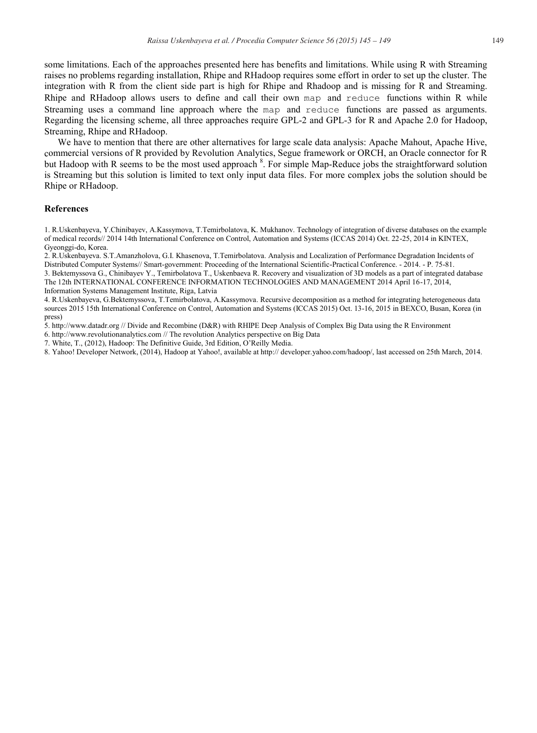some limitations. Each of the approaches presented here has benefits and limitations. While using R with Streaming raises no problems regarding installation, Rhipe and RHadoop requires some effort in order to set up the cluster. The integration with R from the client side part is high for Rhipe and Rhadoop and is missing for R and Streaming. Rhipe and RHadoop allows users to define and call their own `map` and `reduce` functions within R while Streaming uses a command line approach where the `map` and `reduce` functions are passed as arguments. Regarding the licensing scheme, all three approaches require GPL-2 and GPL-3 for R and Apache 2.0 for Hadoop, Streaming, Rhipe and RHadoop.

We have to mention that there are other alternatives for large scale data analysis: Apache Mahout, Apache Hive, commercial versions of R provided by Revolution Analytics, Segue framework or ORCH, an Oracle connector for R but Hadoop with R seems to be the most used approach [8]. For simple Map-Reduce jobs the straightforward solution is Streaming but this solution is limited to text only input data files. For more complex jobs the solution should be Rhipe or RHadoop.

## References

1. R.Uskenbayeva, Y.Chinibayev, A.Kassymova, T.Temirbolatova, K. Mukhanov. Technology of integration of diverse databases on the example of medical records// 2014 14th International Conference on Control, Automation and Systems (ICCAS 2014) Oct. 22-25, 2014 in KINTEX, Gyeonggi-do, Korea.
2. R.Uskenbayeva. S.T.Amanzholova, G.I. Khasenova, T.Temirbolatova. Analysis and Localization of Performance Degradation Incidents of Distributed Computer Systems// Smart-government: Proceeding of the International Scientific-Practical Conference. - 2014. - P. 75-81.
3. Bektemyssova G., Chinibayev Y., Temirbolatova T., Uskenbaeva R. Recovery and visualization of 3D models as a part of integrated database The 12th INTERNATIONAL CONFERENCE INFORMATION TECHNOLOGIES AND MANAGEMENT 2014 April 16-17, 2014, Information Systems Management Institute, Riga, Latvia
4. R.Uskenbayeva, G.Bektemyssova, T.Temirbolatova, A.Kassymova. Recursive decomposition as a method for integrating heterogeneous data sources 2015 15th International Conference on Control, Automation and Systems (ICCAS 2015) Oct. 13-16, 2015 in BEXCO, Busan, Korea (in press)
5. http://www.datadr.org // Divide and Recombine (D&R) with RHIPE Deep Analysis of Complex Big Data using the R Environment
6. http://www.revolutionanalytics.com // The revolution Analytics perspective on Big Data
7. White, T., (2012), Hadoop: The Definitive Guide, 3rd Edition, O'Reilly Media.
8. Yahoo! Developer Network, (2014), Hadoop at Yahoo!, available at http:// developer.yahoo.com/hadoop/, last accessed on 25th March, 2014.